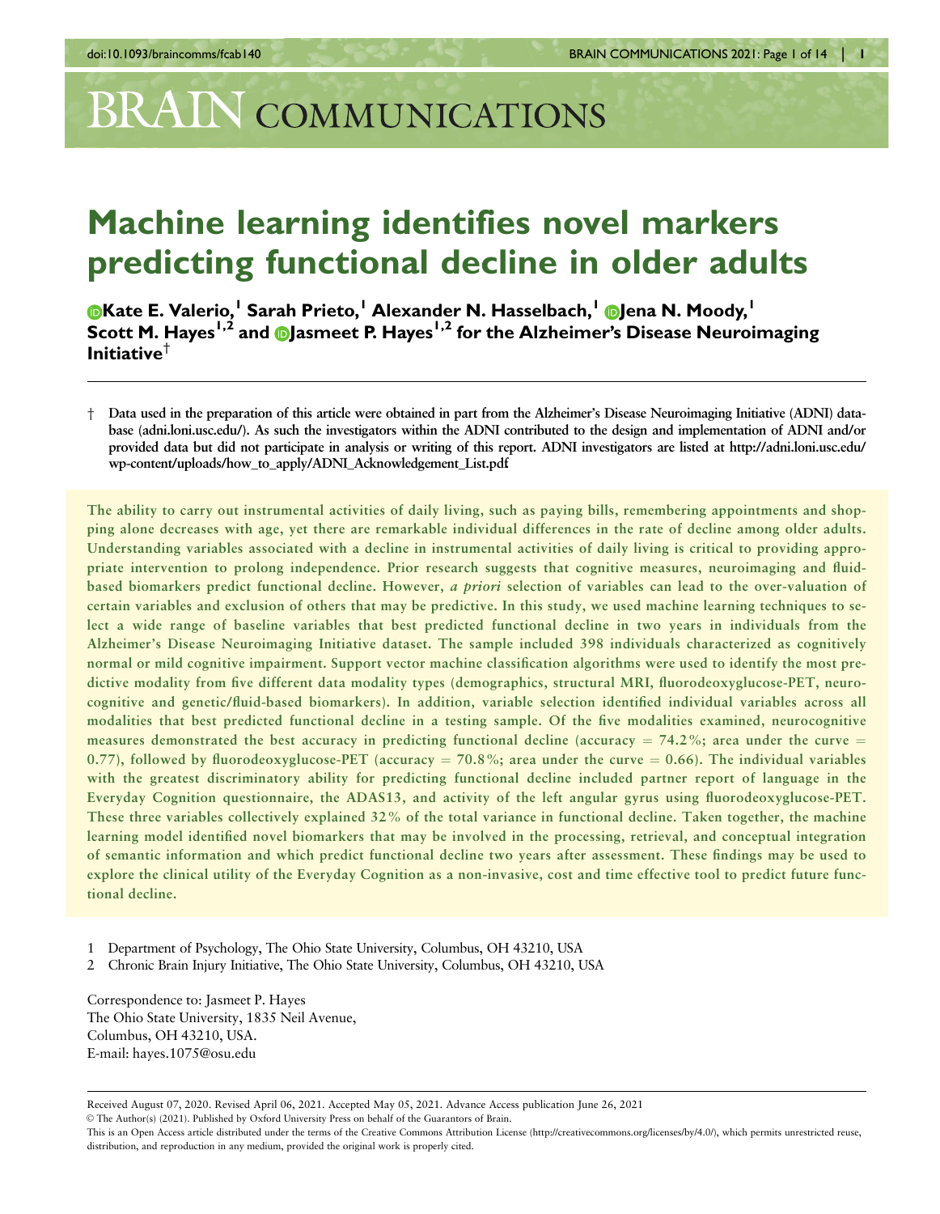# Machine learning identifies novel markers predicting functional decline in older adults

**Kate E. Valerio,[1] Sarah Prieto,[1] Alexander N. Hasselbach,[1] Jena N. Moody,[1] Scott M. Hayes[1,2] and Jasmeet P. Hayes[1,2] for the Alzheimer's Disease Neuroimaging Initiative[†]**

† Data used in the preparation of this article were obtained in part from the Alzheimer's Disease Neuroimaging Initiative (ADNI) database (adni.loni.usc.edu/). As such the investigators within the ADNI contributed to the design and implementation of ADNI and/or provided data but did not participate in analysis or writing of this report. ADNI investigators are listed at http://adni.loni.usc.edu/wp-content/uploads/how_to_apply/ADNI_Acknowledgement_List.pdf

The ability to carry out instrumental activities of daily living, such as paying bills, remembering appointments and shopping alone decreases with age, yet there are remarkable individual differences in the rate of decline among older adults. Understanding variables associated with a decline in instrumental activities of daily living is critical to providing appropriate intervention to prolong independence. Prior research suggests that cognitive measures, neuroimaging and fluid-based biomarkers predict functional decline. However, *a priori* selection of variables can lead to the over-valuation of certain variables and exclusion of others that may be predictive. In this study, we used machine learning techniques to select a wide range of baseline variables that best predicted functional decline in two years in individuals from the Alzheimer's Disease Neuroimaging Initiative dataset. The sample included 398 individuals characterized as cognitively normal or mild cognitive impairment. Support vector machine classification algorithms were used to identify the most predictive modality from five different data modality types (demographics, structural MRI, fluorodeoxyglucose-PET, neurocognitive and genetic/fluid-based biomarkers). In addition, variable selection identified individual variables across all modalities that best predicted functional decline in a testing sample. Of the five modalities examined, neurocognitive measures demonstrated the best accuracy in predicting functional decline (accuracy = 74.2%; area under the curve = 0.77), followed by fluorodeoxyglucose-PET (accuracy = 70.8%; area under the curve = 0.66). The individual variables with the greatest discriminatory ability for predicting functional decline included partner report of language in the Everyday Cognition questionnaire, the ADAS13, and activity of the left angular gyrus using fluorodeoxyglucose-PET. These three variables collectively explained 32% of the total variance in functional decline. Taken together, the machine learning model identified novel biomarkers that may be involved in the processing, retrieval, and conceptual integration of semantic information and which predict functional decline two years after assessment. These findings may be used to explore the clinical utility of the Everyday Cognition as a non-invasive, cost and time effective tool to predict future functional decline.

1 Department of Psychology, The Ohio State University, Columbus, OH 43210, USA
2 Chronic Brain Injury Initiative, The Ohio State University, Columbus, OH 43210, USA

Correspondence to: Jasmeet P. Hayes
The Ohio State University, 1835 Neil Avenue,
Columbus, OH 43210, USA.
E-mail: hayes.1075@osu.edu

Received August 07, 2020. Revised April 06, 2021. Accepted May 05, 2021. Advance Access publication June 26, 2021
© The Author(s) (2021). Published by Oxford University Press on behalf of the Guarantors of Brain.
This is an Open Access article distributed under the terms of the Creative Commons Attribution License (http://creativecommons.org/licenses/by/4.0/), which permits unrestricted reuse, distribution, and reproduction in any medium, provided the original work is properly cited.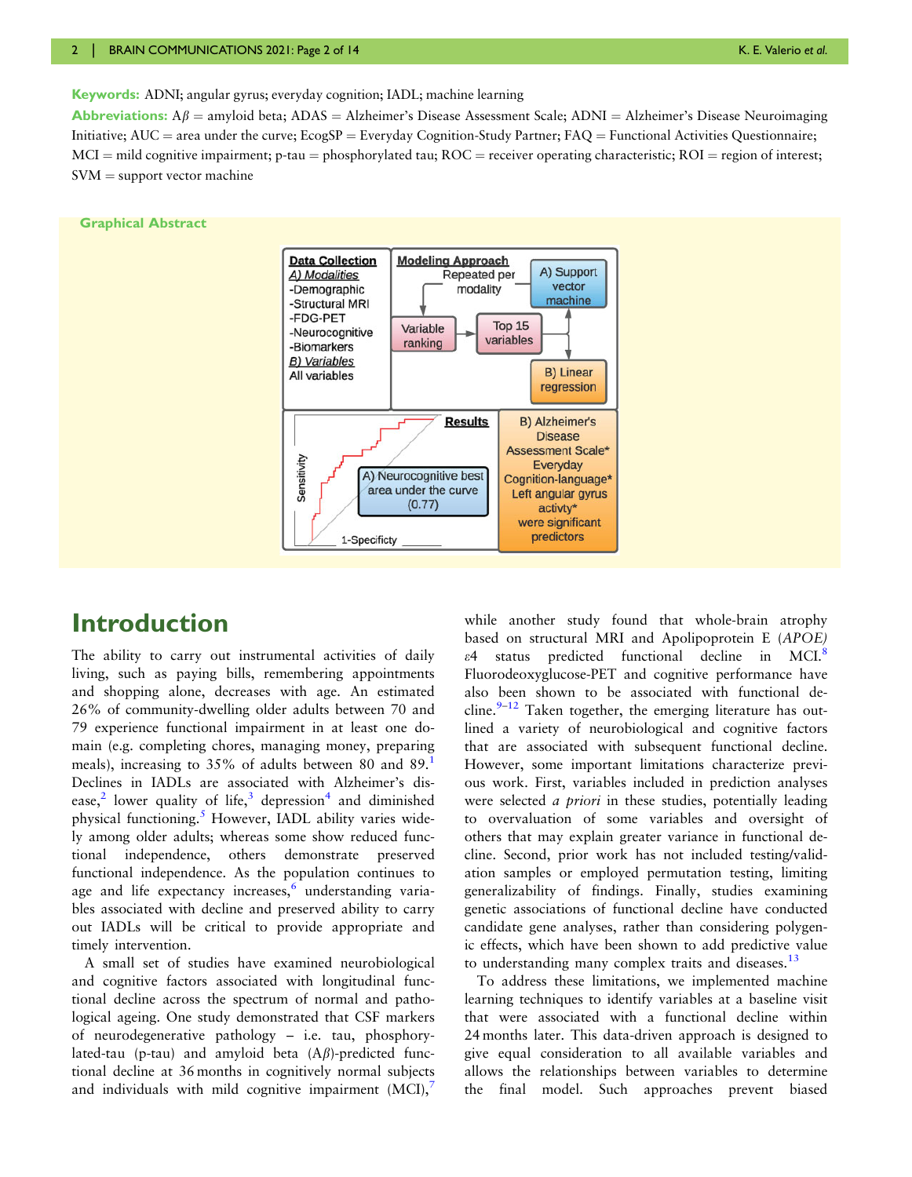**Keywords:** ADNI; angular gyrus; everyday cognition; IADL; machine learning

**Abbreviations:** Aβ = amyloid beta; ADAS = Alzheimer's Disease Assessment Scale; ADNI = Alzheimer's Disease Neuroimaging Initiative; AUC = area under the curve; EcogSP = Everyday Cognition-Study Partner; FAQ = Functional Activities Questionnaire; MCI = mild cognitive impairment; p-tau = phosphorylated tau; ROC = receiver operating characteristic; ROI = region of interest; SVM = support vector machine

**Graphical Abstract**

**Data Collection**
*A) Modalities*
-Demographic
-Structural MRI
-FDG-PET
-Neurocognitive
-Biomarkers
*B) Variables*
All variables

**Modeling Approach**
Repeated per modality
Variable ranking → Top 15 variables → A) Support vector machine; B) Linear regression

**Results**
A) Neurocognitive best area under the curve (0.77)
B) Alzheimer's Disease Assessment Scale* Everyday Cognition-language* Left angular gyrus activty* were significant predictors

## Introduction

The ability to carry out instrumental activities of daily living, such as paying bills, remembering appointments and shopping alone, decreases with age. An estimated 26% of community-dwelling older adults between 70 and 79 experience functional impairment in at least one domain (e.g. completing chores, managing money, preparing meals), increasing to 35% of adults between 80 and 89.[1] Declines in IADLs are associated with Alzheimer's disease,[2] lower quality of life,[3] depression[4] and diminished physical functioning.[5] However, IADL ability varies widely among older adults; whereas some show reduced functional independence, others demonstrate preserved functional independence. As the population continues to age and life expectancy increases,[6] understanding variables associated with decline and preserved ability to carry out IADLs will be critical to provide appropriate and timely intervention.

A small set of studies have examined neurobiological and cognitive factors associated with longitudinal functional decline across the spectrum of normal and pathological ageing. One study demonstrated that CSF markers of neurodegenerative pathology – i.e. tau, phosphorylated-tau (p-tau) and amyloid beta (Aβ)-predicted functional decline at 36 months in cognitively normal subjects and individuals with mild cognitive impairment (MCI),[7] while another study found that whole-brain atrophy based on structural MRI and Apolipoprotein E (*APOE*) ε4 status predicted functional decline in MCI.[8] Fluorodeoxyglucose-PET and cognitive performance have also been shown to be associated with functional decline.[9–12] Taken together, the emerging literature has outlined a variety of neurobiological and cognitive factors that are associated with subsequent functional decline. However, some important limitations characterize previous work. First, variables included in prediction analyses were selected *a priori* in these studies, potentially leading to overvaluation of some variables and oversight of others that may explain greater variance in functional decline. Second, prior work has not included testing/validation samples or employed permutation testing, limiting generalizability of findings. Finally, studies examining genetic associations of functional decline have conducted candidate gene analyses, rather than considering polygenic effects, which have been shown to add predictive value to understanding many complex traits and diseases.[13]

To address these limitations, we implemented machine learning techniques to identify variables at a baseline visit that were associated with a functional decline within 24 months later. This data-driven approach is designed to give equal consideration to all available variables and allows the relationships between variables to determine the final model. Such approaches prevent biased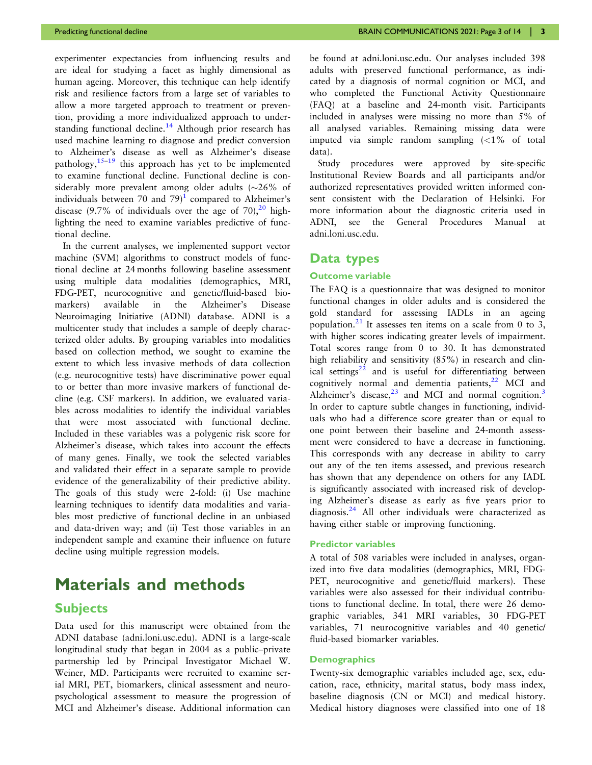experimenter expectancies from influencing results and are ideal for studying a facet as highly dimensional as human ageing. Moreover, this technique can help identify risk and resilience factors from a large set of variables to allow a more targeted approach to treatment or prevention, providing a more individualized approach to understanding functional decline.[14] Although prior research has used machine learning to diagnose and predict conversion to Alzheimer's disease as well as Alzheimer's disease pathology,[15–19] this approach has yet to be implemented to examine functional decline. Functional decline is considerably more prevalent among older adults (~26% of individuals between 70 and 79)[1] compared to Alzheimer's disease (9.7% of individuals over the age of 70),[20] highlighting the need to examine variables predictive of functional decline.

In the current analyses, we implemented support vector machine (SVM) algorithms to construct models of functional decline at 24 months following baseline assessment using multiple data modalities (demographics, MRI, FDG-PET, neurocognitive and genetic/fluid-based biomarkers) available in the Alzheimer's Disease Neuroimaging Initiative (ADNI) database. ADNI is a multicenter study that includes a sample of deeply characterized older adults. By grouping variables into modalities based on collection method, we sought to examine the extent to which less invasive methods of data collection (e.g. neurocognitive tests) have discriminative power equal to or better than more invasive markers of functional decline (e.g. CSF markers). In addition, we evaluated variables across modalities to identify the individual variables that were most associated with functional decline. Included in these variables was a polygenic risk score for Alzheimer's disease, which takes into account the effects of many genes. Finally, we took the selected variables and validated their effect in a separate sample to provide evidence of the generalizability of their predictive ability. The goals of this study were 2-fold: (i) Use machine learning techniques to identify data modalities and variables most predictive of functional decline in an unbiased and data-driven way; and (ii) Test those variables in an independent sample and examine their influence on future decline using multiple regression models.

# Materials and methods

## Subjects

Data used for this manuscript were obtained from the ADNI database (adni.loni.usc.edu). ADNI is a large-scale longitudinal study that began in 2004 as a public–private partnership led by Principal Investigator Michael W. Weiner, MD. Participants were recruited to examine serial MRI, PET, biomarkers, clinical assessment and neuropsychological assessment to measure the progression of MCI and Alzheimer's disease. Additional information can be found at adni.loni.usc.edu. Our analyses included 398 adults with preserved functional performance, as indicated by a diagnosis of normal cognition or MCI, and who completed the Functional Activity Questionnaire (FAQ) at a baseline and 24-month visit. Participants included in analyses were missing no more than 5% of all analysed variables. Remaining missing data were imputed via simple random sampling (<1% of total data).

Study procedures were approved by site-specific Institutional Review Boards and all participants and/or authorized representatives provided written informed consent consistent with the Declaration of Helsinki. For more information about the diagnostic criteria used in ADNI, see the General Procedures Manual at adni.loni.usc.edu.

## Data types

### Outcome variable

The FAQ is a questionnaire that was designed to monitor functional changes in older adults and is considered the gold standard for assessing IADLs in an ageing population.[21] It assesses ten items on a scale from 0 to 3, with higher scores indicating greater levels of impairment. Total scores range from 0 to 30. It has demonstrated high reliability and sensitivity (85%) in research and clinical settings[22] and is useful for differentiating between cognitively normal and dementia patients,[22] MCI and Alzheimer's disease,[23] and MCI and normal cognition.[3] In order to capture subtle changes in functioning, individuals who had a difference score greater than or equal to one point between their baseline and 24-month assessment were considered to have a decrease in functioning. This corresponds with any decrease in ability to carry out any of the ten items assessed, and previous research has shown that any dependence on others for any IADL is significantly associated with increased risk of developing Alzheimer's disease as early as five years prior to diagnosis.[24] All other individuals were characterized as having either stable or improving functioning.

### Predictor variables

A total of 508 variables were included in analyses, organized into five data modalities (demographics, MRI, FDG-PET, neurocognitive and genetic/fluid markers). These variables were also assessed for their individual contributions to functional decline. In total, there were 26 demographic variables, 341 MRI variables, 30 FDG-PET variables, 71 neurocognitive variables and 40 genetic/fluid-based biomarker variables.

### Demographics

Twenty-six demographic variables included age, sex, education, race, ethnicity, marital status, body mass index, baseline diagnosis (CN or MCI) and medical history. Medical history diagnoses were classified into one of 18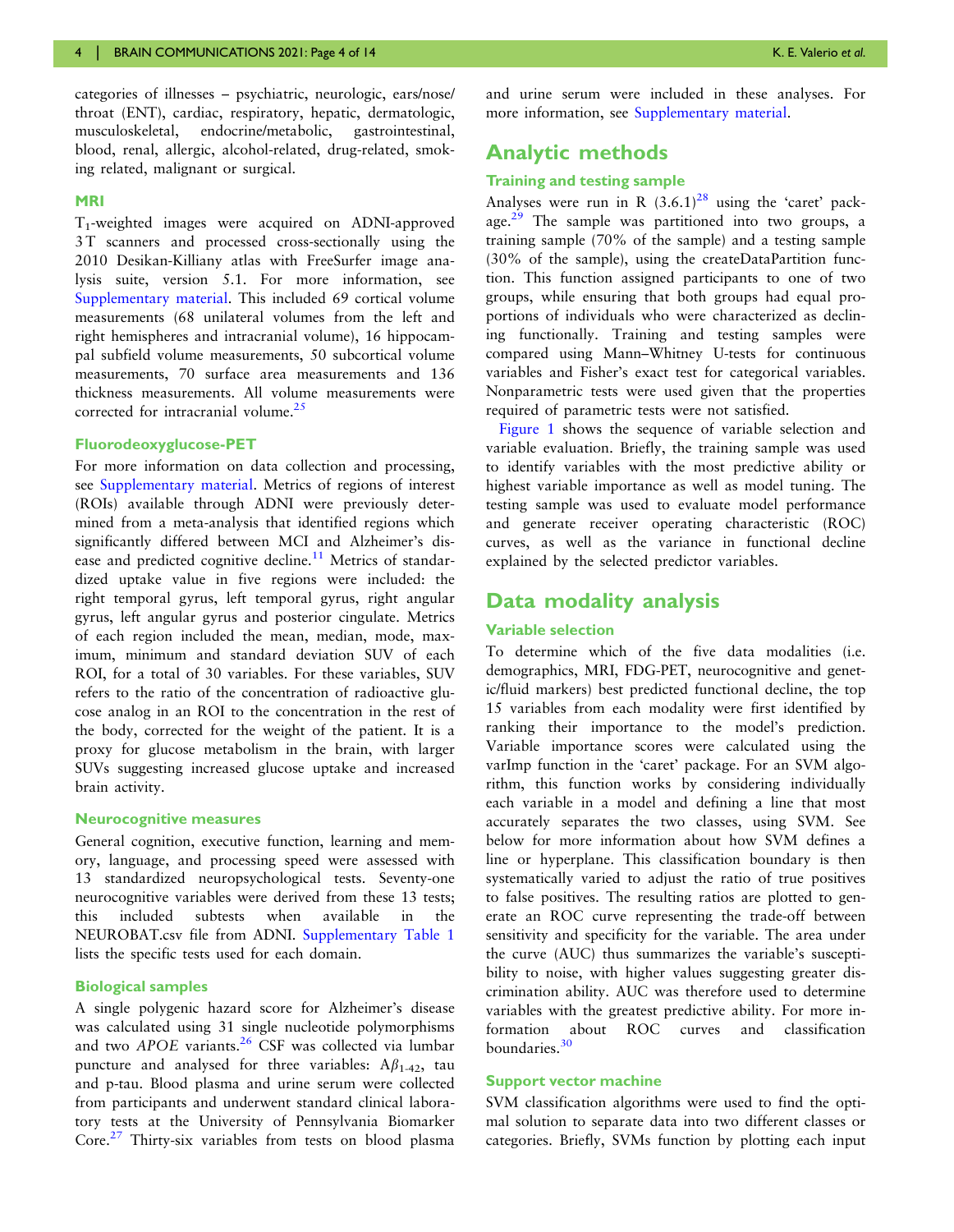categories of illnesses – psychiatric, neurologic, ears/nose/throat (ENT), cardiac, respiratory, hepatic, dermatologic, musculoskeletal, endocrine/metabolic, gastrointestinal, blood, renal, allergic, alcohol-related, drug-related, smoking related, malignant or surgical.

### MRI

$T_1$-weighted images were acquired on ADNI-approved 3 T scanners and processed cross-sectionally using the 2010 Desikan-Killiany atlas with FreeSurfer image analysis suite, version 5.1. For more information, see Supplementary material. This included 69 cortical volume measurements (68 unilateral volumes from the left and right hemispheres and intracranial volume), 16 hippocampal subfield volume measurements, 50 subcortical volume measurements, 70 surface area measurements and 136 thickness measurements. All volume measurements were corrected for intracranial volume.[25]

### Fluorodeoxyglucose-PET

For more information on data collection and processing, see Supplementary material. Metrics of regions of interest (ROIs) available through ADNI were previously determined from a meta-analysis that identified regions which significantly differed between MCI and Alzheimer's disease and predicted cognitive decline.[11] Metrics of standardized uptake value in five regions were included: the right temporal gyrus, left temporal gyrus, right angular gyrus, left angular gyrus and posterior cingulate. Metrics of each region included the mean, median, mode, maximum, minimum and standard deviation SUV of each ROI, for a total of 30 variables. For these variables, SUV refers to the ratio of the concentration of radioactive glucose analog in an ROI to the concentration in the rest of the body, corrected for the weight of the patient. It is a proxy for glucose metabolism in the brain, with larger SUVs suggesting increased glucose uptake and increased brain activity.

### Neurocognitive measures

General cognition, executive function, learning and memory, language, and processing speed were assessed with 13 standardized neuropsychological tests. Seventy-one neurocognitive variables were derived from these 13 tests; this included subtests when available in the NEUROBAT.csv file from ADNI. Supplementary Table 1 lists the specific tests used for each domain.

### Biological samples

A single polygenic hazard score for Alzheimer's disease was calculated using 31 single nucleotide polymorphisms and two *APOE* variants.[26] CSF was collected via lumbar puncture and analysed for three variables: $A\beta_{1\text{-}42}$, tau and p-tau. Blood plasma and urine serum were collected from participants and underwent standard clinical laboratory tests at the University of Pennsylvania Biomarker Core.[27] Thirty-six variables from tests on blood plasma and urine serum were included in these analyses. For more information, see Supplementary material.

## Analytic methods

### Training and testing sample

Analyses were run in R (3.6.1)[28] using the 'caret' package.[29] The sample was partitioned into two groups, a training sample (70% of the sample) and a testing sample (30% of the sample), using the createDataPartition function. This function assigned participants to one of two groups, while ensuring that both groups had equal proportions of individuals who were characterized as declining functionally. Training and testing samples were compared using Mann–Whitney U-tests for continuous variables and Fisher's exact test for categorical variables. Nonparametric tests were used given that the properties required of parametric tests were not satisfied.

Figure 1 shows the sequence of variable selection and variable evaluation. Briefly, the training sample was used to identify variables with the most predictive ability or highest variable importance as well as model tuning. The testing sample was used to evaluate model performance and generate receiver operating characteristic (ROC) curves, as well as the variance in functional decline explained by the selected predictor variables.

## Data modality analysis

### Variable selection

To determine which of the five data modalities (i.e. demographics, MRI, FDG-PET, neurocognitive and genetic/fluid markers) best predicted functional decline, the top 15 variables from each modality were first identified by ranking their importance to the model's prediction. Variable importance scores were calculated using the varImp function in the 'caret' package. For an SVM algorithm, this function works by considering individually each variable in a model and defining a line that most accurately separates the two classes, using SVM. See below for more information about how SVM defines a line or hyperplane. This classification boundary is then systematically varied to adjust the ratio of true positives to false positives. The resulting ratios are plotted to generate an ROC curve representing the trade-off between sensitivity and specificity for the variable. The area under the curve (AUC) thus summarizes the variable's susceptibility to noise, with higher values suggesting greater discrimination ability. AUC was therefore used to determine variables with the greatest predictive ability. For more information about ROC curves and classification boundaries.[30]

### Support vector machine

SVM classification algorithms were used to find the optimal solution to separate data into two different classes or categories. Briefly, SVMs function by plotting each input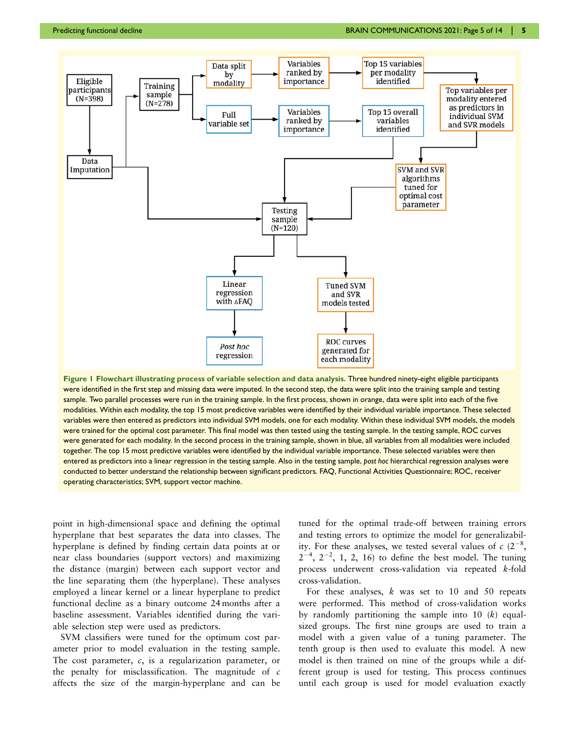**Figure 1 Flowchart illustrating process of variable selection and data analysis.** Three hundred ninety-eight eligible participants were identified in the first step and missing data were imputed. In the second step, the data were split into the training sample and testing sample. Two parallel processes were run in the training sample. In the first process, shown in orange, data were split into each of the five modalities. Within each modality, the top 15 most predictive variables were identified by their individual variable importance. These selected variables were then entered as predictors into individual SVM models, one for each modality. Within these individual SVM models, the models were trained for the optimal cost parameter. This final model was then tested using the testing sample. In the testing sample, ROC curves were generated for each modality. In the second process in the training sample, shown in blue, all variables from all modalities were included together. The top 15 most predictive variables were identified by the individual variable importance. These selected variables were then entered as predictors into a linear regression in the testing sample. Also in the testing sample, *post hoc* hierarchical regression analyses were conducted to better understand the relationship between significant predictors. FAQ, Functional Activities Questionnaire; ROC, receiver operating characteristics; SVM, support vector machine.

point in high-dimensional space and defining the optimal hyperplane that best separates the data into classes. The hyperplane is defined by finding certain data points at or near class boundaries (support vectors) and maximizing the distance (margin) between each support vector and the line separating them (the hyperplane). These analyses employed a linear kernel or a linear hyperplane to predict functional decline as a binary outcome 24 months after a baseline assessment. Variables identified during the variable selection step were used as predictors.

SVM classifiers were tuned for the optimum cost parameter prior to model evaluation in the testing sample. The cost parameter, $c$, is a regularization parameter, or the penalty for misclassification. The magnitude of $c$ affects the size of the margin-hyperplane and can be tuned for the optimal trade-off between training errors and testing errors to optimize the model for generalizability. For these analyses, we tested several values of $c$ ($2^{-8}$, $2^{-4}$, $2^{-2}$, 1, 2, 16) to define the best model. The tuning process underwent cross-validation via repeated $k$-fold cross-validation.

For these analyses, $k$ was set to 10 and 50 repeats were performed. This method of cross-validation works by randomly partitioning the sample into 10 ($k$) equal-sized groups. The first nine groups are used to train a model with a given value of a tuning parameter. The tenth group is then used to evaluate this model. A new model is then trained on nine of the groups while a different group is used for testing. This process continues until each group is used for model evaluation exactly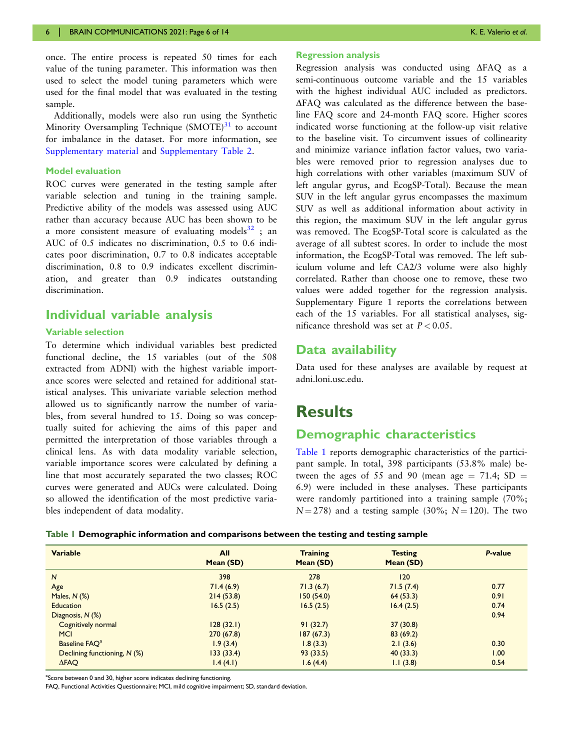once. The entire process is repeated 50 times for each value of the tuning parameter. This information was then used to select the model tuning parameters which were used for the final model that was evaluated in the testing sample.

Additionally, models were also run using the Synthetic Minority Oversampling Technique (SMOTE)[31] to account for imbalance in the dataset. For more information, see Supplementary material and Supplementary Table 2.

### Model evaluation

ROC curves were generated in the testing sample after variable selection and tuning in the training sample. Predictive ability of the models was assessed using AUC rather than accuracy because AUC has been shown to be a more consistent measure of evaluating models[32] ; an AUC of 0.5 indicates no discrimination, 0.5 to 0.6 indicates poor discrimination, 0.7 to 0.8 indicates acceptable discrimination, 0.8 to 0.9 indicates excellent discrimination, and greater than 0.9 indicates outstanding discrimination.

## Individual variable analysis

### Variable selection

To determine which individual variables best predicted functional decline, the 15 variables (out of the 508 extracted from ADNI) with the highest variable importance scores were selected and retained for additional statistical analyses. This univariate variable selection method allowed us to significantly narrow the number of variables, from several hundred to 15. Doing so was conceptually suited for achieving the aims of this paper and permitted the interpretation of those variables through a clinical lens. As with data modality variable selection, variable importance scores were calculated by defining a line that most accurately separated the two classes; ROC curves were generated and AUCs were calculated. Doing so allowed the identification of the most predictive variables independent of data modality.

### Regression analysis

Regression analysis was conducted using ΔFAQ as a semi-continuous outcome variable and the 15 variables with the highest individual AUC included as predictors. ΔFAQ was calculated as the difference between the baseline FAQ score and 24-month FAQ score. Higher scores indicated worse functioning at the follow-up visit relative to the baseline visit. To circumvent issues of collinearity and minimize variance inflation factor values, two variables were removed prior to regression analyses due to high correlations with other variables (maximum SUV of left angular gyrus, and EcogSP-Total). Because the mean SUV in the left angular gyrus encompasses the maximum SUV as well as additional information about activity in this region, the maximum SUV in the left angular gyrus was removed. The EcogSP-Total score is calculated as the average of all subtest scores. In order to include the most information, the EcogSP-Total was removed. The left subiculum volume and left CA2/3 volume were also highly correlated. Rather than choose one to remove, these two values were added together for the regression analysis. Supplementary Figure 1 reports the correlations between each of the 15 variables. For all statistical analyses, significance threshold was set at $P < 0.05$.

## Data availability

Data used for these analyses are available by request at adni.loni.usc.edu.

# Results

## Demographic characteristics

Table 1 reports demographic characteristics of the participant sample. In total, 398 participants (53.8% male) between the ages of 55 and 90 (mean age = 71.4; SD = 6.9) were included in these analyses. These participants were randomly partitioned into a training sample (70%; $N = 278$) and a testing sample (30%; $N = 120$). The two

**Table 1 Demographic information and comparisons between the testing and testing sample**

| Variable | All Mean (SD) | Training Mean (SD) | Testing Mean (SD) | *P*-value |
|---|---|---|---|---|
| *N* | 398 | 278 | 120 | |
| Age | 71.4 (6.9) | 71.3 (6.7) | 71.5 (7.4) | 0.77 |
| Males, *N* (%) | 214 (53.8) | 150 (54.0) | 64 (53.3) | 0.91 |
| Education | 16.5 (2.5) | 16.5 (2.5) | 16.4 (2.5) | 0.74 |
| Diagnosis, *N* (%) | | | | 0.94 |
| Cognitively normal | 128 (32.1) | 91 (32.7) | 37 (30.8) | |
| MCI | 270 (67.8) | 187 (67.3) | 83 (69.2) | |
| Baseline FAQ[a] | 1.9 (3.4) | 1.8 (3.3) | 2.1 (3.6) | 0.30 |
| Declining functioning, *N* (%) | 133 (33.4) | 93 (33.5) | 40 (33.3) | 1.00 |
| ΔFAQ | 1.4 (4.1) | 1.6 (4.4) | 1.1 (3.8) | 0.54 |

[a]Score between 0 and 30, higher score indicates declining functioning.

FAQ, Functional Activities Questionnaire; MCI, mild cognitive impairment; SD, standard deviation.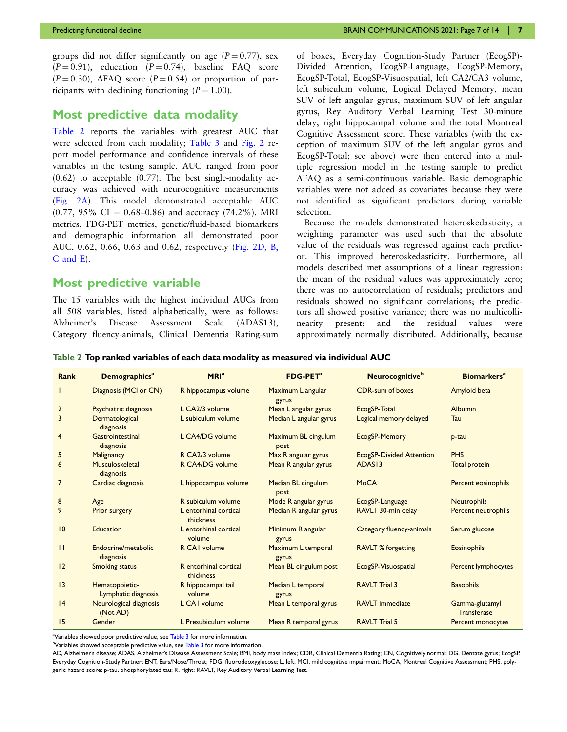groups did not differ significantly on age ($P = 0.77$), sex ($P = 0.91$), education ($P = 0.74$), baseline FAQ score ($P = 0.30$), ΔFAQ score ($P = 0.54$) or proportion of participants with declining functioning ($P = 1.00$).

## Most predictive data modality

Table 2 reports the variables with greatest AUC that were selected from each modality; Table 3 and Fig. 2 report model performance and confidence intervals of these variables in the testing sample. AUC ranged from poor (0.62) to acceptable (0.77). The best single-modality accuracy was achieved with neurocognitive measurements (Fig. 2A). This model demonstrated acceptable AUC (0.77, 95% CI = 0.68–0.86) and accuracy (74.2%). MRI metrics, FDG-PET metrics, genetic/fluid-based biomarkers and demographic information all demonstrated poor AUC, 0.62, 0.66, 0.63 and 0.62, respectively (Fig. 2D, B, C and E).

## Most predictive variable

The 15 variables with the highest individual AUCs from all 508 variables, listed alphabetically, were as follows: Alzheimer's Disease Assessment Scale (ADAS13), Category fluency-animals, Clinical Dementia Rating-sum of boxes, Everyday Cognition-Study Partner (EcogSP)-Divided Attention, EcogSP-Language, EcogSP-Memory, EcogSP-Total, EcogSP-Visuospatial, left CA2/CA3 volume, left subiculum volume, Logical Delayed Memory, mean SUV of left angular gyrus, maximum SUV of left angular gyrus, Rey Auditory Verbal Learning Test 30-minute delay, right hippocampal volume and the total Montreal Cognitive Assessment score. These variables (with the exception of maximum SUV of the left angular gyrus and EcogSP-Total; see above) were then entered into a multiple regression model in the testing sample to predict ΔFAQ as a semi-continuous variable. Basic demographic variables were not added as covariates because they were not identified as significant predictors during variable selection.

Because the models demonstrated heteroskedasticity, a weighting parameter was used such that the absolute value of the residuals was regressed against each predictor. This improved heteroskedasticity. Furthermore, all models described met assumptions of a linear regression: the mean of the residual values was approximately zero; there was no autocorrelation of residuals; predictors and residuals showed no significant correlations; the predictors all showed positive variance; there was no multicollinearity present; and the residual values were approximately normally distributed. Additionally, because

**Table 2 Top ranked variables of each data modality as measured via individual AUC**

| Rank | Demographics[a] | MRI[a] | FDG-PET[a] | Neurocognitive[b] | Biomarkers[a] |
|---|---|---|---|---|---|
| 1 | Diagnosis (MCI or CN) | R hippocampus volume | Maximum L angular gyrus | CDR-sum of boxes | Amyloid beta |
| 2 | Psychiatric diagnosis | L CA2/3 volume | Mean L angular gyrus | EcogSP-Total | Albumin |
| 3 | Dermatological diagnosis | L subiculum volume | Median L angular gyrus | Logical memory delayed | Tau |
| 4 | Gastrointestinal diagnosis | L CA4/DG volume | Maximum BL cingulum post | EcogSP-Memory | p-tau |
| 5 | Malignancy | R CA2/3 volume | Max R angular gyrus | EcogSP-Divided Attention | PHS |
| 6 | Musculoskeletal diagnosis | R CA4/DG volume | Mean R angular gyrus | ADAS13 | Total protein |
| 7 | Cardiac diagnosis | L hippocampus volume | Median BL cingulum post | MoCA | Percent eosinophils |
| 8 | Age | R subiculum volume | Mode R angular gyrus | EcogSP-Language | Neutrophils |
| 9 | Prior surgery | L entorhinal cortical thickness | Median R angular gyrus | RAVLT 30-min delay | Percent neutrophils |
| 10 | Education | L entorhinal cortical volume | Minimum R angular gyrus | Category fluency-animals | Serum glucose |
| 11 | Endocrine/metabolic diagnosis | R CA1 volume | Maximum L temporal gyrus | RAVLT % forgetting | Eosinophils |
| 12 | Smoking status | R entorhinal cortical thickness | Mean BL cingulum post | EcogSP-Visuospatial | Percent lymphocytes |
| 13 | Hematopoietic-Lymphatic diagnosis | R hippocampal tail volume | Median L temporal gyrus | RAVLT Trial 3 | Basophils |
| 14 | Neurological diagnosis (Not AD) | L CA1 volume | Mean L temporal gyrus | RAVLT immediate | Gamma-glutamyl Transferase |
| 15 | Gender | L Presubiculum volume | Mean R temporal gyrus | RAVLT Trial 5 | Percent monocytes |

[a]Variables showed poor predictive value, see Table 3 for more information.
[b]Variables showed acceptable predictive value, see Table 3 for more information.
AD, Alzheimer's disease; ADAS, Alzheimer's Disease Assessment Scale; BMI, body mass index; CDR, Clinical Dementia Rating; CN, Cognitively normal; DG, Dentate gyrus; EcogSP, Everyday Cognition-Study Partner; ENT, Ears/Nose/Throat; FDG, fluorodeoxyglucose; L, left; MCI, mild cognitive impairment; MoCA, Montreal Cognitive Assessment; PHS, polygenic hazard score; p-tau, phosphorylated tau; R, right; RAVLT, Rey Auditory Verbal Learning Test.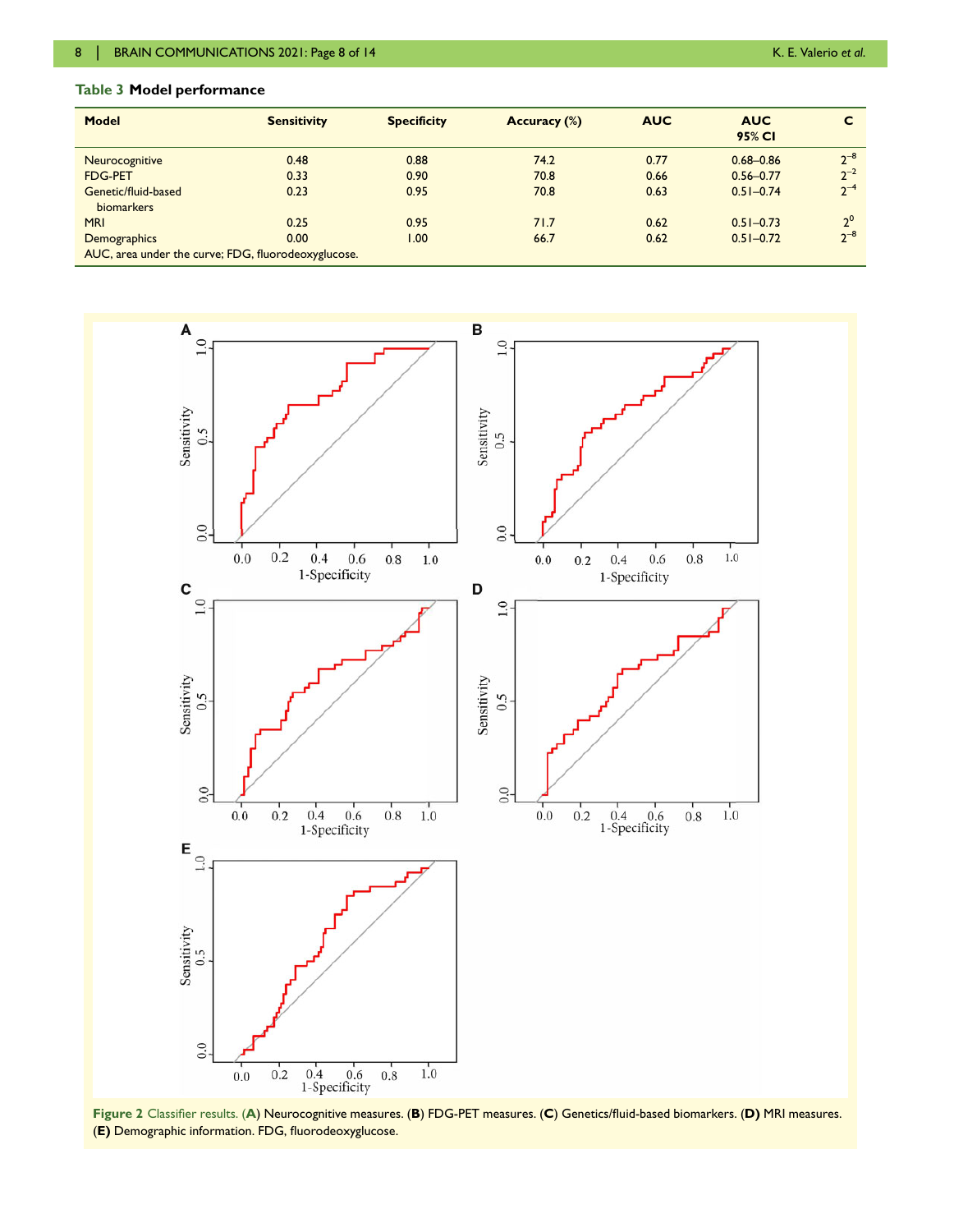**Table 3 Model performance**

| Model | Sensitivity | Specificity | Accuracy (%) | AUC | AUC 95% CI | C |
|---|---|---|---|---|---|---|
| Neurocognitive | 0.48 | 0.88 | 74.2 | 0.77 | 0.68–0.86 | $2^{-8}$ |
| FDG-PET | 0.33 | 0.90 | 70.8 | 0.66 | 0.56–0.77 | $2^{-2}$ |
| Genetic/fluid-based biomarkers | 0.23 | 0.95 | 70.8 | 0.63 | 0.51–0.74 | $2^{-4}$ |
| MRI | 0.25 | 0.95 | 71.7 | 0.62 | 0.51–0.73 | $2^{0}$ |
| Demographics | 0.00 | 1.00 | 66.7 | 0.62 | 0.51–0.72 | $2^{-8}$ |

AUC, area under the curve; FDG, fluorodeoxyglucose.

**Figure 2** Classifier results. (**A**) Neurocognitive measures. (**B**) FDG-PET measures. (**C**) Genetics/fluid-based biomarkers. (**D**) MRI measures. (**E**) Demographic information. FDG, fluorodeoxyglucose.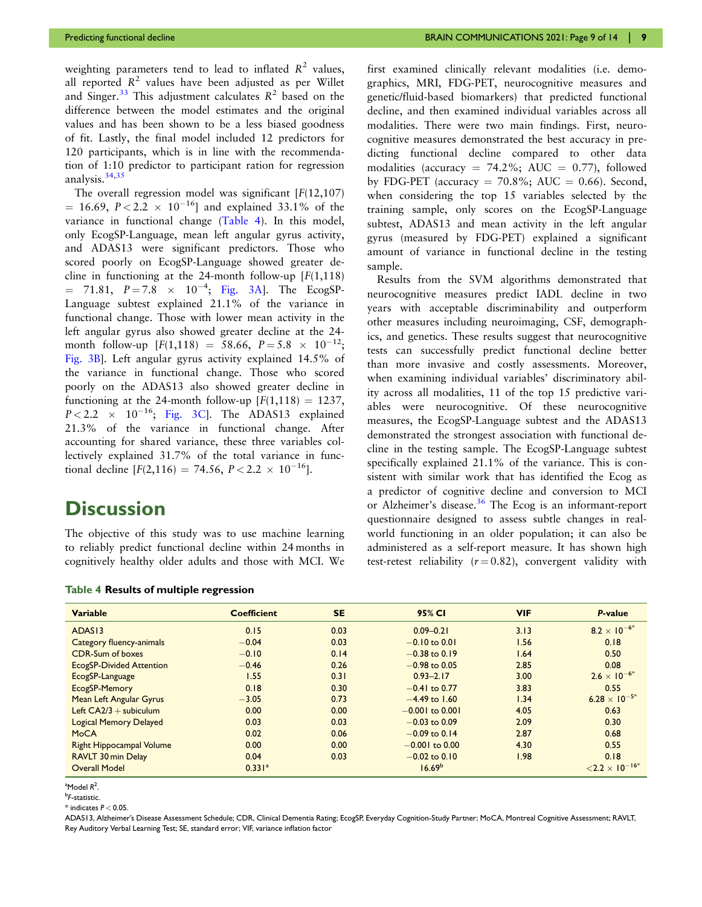weighting parameters tend to lead to inflated $R^2$ values, all reported $R^2$ values have been adjusted as per Willet and Singer.[33] This adjustment calculates $R^2$ based on the difference between the model estimates and the original values and has been shown to be a less biased goodness of fit. Lastly, the final model included 12 predictors for 120 participants, which is in line with the recommendation of 1:10 predictor to participant ration for regression analysis.[34,35]

The overall regression model was significant [$F(12,107) = 16.69$, $P < 2.2 \times 10^{-16}$] and explained 33.1% of the variance in functional change (Table 4). In this model, only EcogSP-Language, mean left angular gyrus activity, and ADAS13 were significant predictors. Those who scored poorly on EcogSP-Language showed greater decline in functioning at the 24-month follow-up [$F(1,118) = 71.81$, $P = 7.8 \times 10^{-4}$; Fig. 3A]. The EcogSP-Language subtest explained 21.1% of the variance in functional change. Those with lower mean activity in the left angular gyrus also showed greater decline at the 24-month follow-up [$F(1,118) = 58.66$, $P = 5.8 \times 10^{-12}$; Fig. 3B]. Left angular gyrus activity explained 14.5% of the variance in functional change. Those who scored poorly on the ADAS13 also showed greater decline in functioning at the 24-month follow-up [$F(1,118) = 1237$, $P < 2.2 \times 10^{-16}$; Fig. 3C]. The ADAS13 explained 21.3% of the variance in functional change. After accounting for shared variance, these three variables collectively explained 31.7% of the total variance in functional decline [$F(2,116) = 74.56$, $P < 2.2 \times 10^{-16}$].

# Discussion

The objective of this study was to use machine learning to reliably predict functional decline within 24 months in cognitively healthy older adults and those with MCI. We first examined clinically relevant modalities (i.e. demographics, MRI, FDG-PET, neurocognitive measures and genetic/fluid-based biomarkers) that predicted functional decline, and then examined individual variables across all modalities. There were two main findings. First, neurocognitive measures demonstrated the best accuracy in predicting functional decline compared to other data modalities (accuracy = 74.2%; AUC = 0.77), followed by FDG-PET (accuracy = 70.8%; AUC = 0.66). Second, when considering the top 15 variables selected by the training sample, only scores on the EcogSP-Language subtest, ADAS13 and mean activity in the left angular gyrus (measured by FDG-PET) explained a significant amount of variance in functional decline in the testing sample.

Results from the SVM algorithms demonstrated that neurocognitive measures predict IADL decline in two years with acceptable discriminability and outperform other measures including neuroimaging, CSF, demographics, and genetics. These results suggest that neurocognitive tests can successfully predict functional decline better than more invasive and costly assessments. Moreover, when examining individual variables' discriminatory ability across all modalities, 11 of the top 15 predictive variables were neurocognitive. Of these neurocognitive measures, the EcogSP-Language subtest and the ADAS13 demonstrated the strongest association with functional decline in the testing sample. The EcogSP-Language subtest specifically explained 21.1% of the variance. This is consistent with similar work that has identified the Ecog as a predictor of cognitive decline and conversion to MCI or Alzheimer's disease.[36] The Ecog is an informant-report questionnaire designed to assess subtle changes in real-world functioning in an older population; it can also be administered as a self-report measure. It has shown high test-retest reliability ($r = 0.82$), convergent validity with

**Table 4 Results of multiple regression**

| Variable | Coefficient | SE | 95% CI | VIF | P-value |
|---|---|---|---|---|---|
| ADAS13 | 0.15 | 0.03 | 0.09–0.21 | 3.13 | $8.2 \times 10^{-6*}$ |
| Category fluency-animals | −0.04 | 0.03 | −0.10 to 0.01 | 1.56 | 0.18 |
| CDR-Sum of boxes | −0.10 | 0.14 | −0.38 to 0.19 | 1.64 | 0.50 |
| EcogSP-Divided Attention | −0.46 | 0.26 | −0.98 to 0.05 | 2.85 | 0.08 |
| EcogSP-Language | 1.55 | 0.31 | 0.93–2.17 | 3.00 | $2.6 \times 10^{-6*}$ |
| EcogSP-Memory | 0.18 | 0.30 | −0.41 to 0.77 | 3.83 | 0.55 |
| Mean Left Angular Gyrus | −3.05 | 0.73 | −4.49 to 1.60 | 1.34 | $6.28 \times 10^{-5*}$ |
| Left CA2/3 + subiculum | 0.00 | 0.00 | −0.001 to 0.001 | 4.05 | 0.63 |
| Logical Memory Delayed | 0.03 | 0.03 | −0.03 to 0.09 | 2.09 | 0.30 |
| MoCA | 0.02 | 0.06 | −0.09 to 0.14 | 2.87 | 0.68 |
| Right Hippocampal Volume | 0.00 | 0.00 | −0.001 to 0.00 | 4.30 | 0.55 |
| RAVLT 30 min Delay | 0.04 | 0.03 | −0.02 to 0.10 | 1.98 | 0.18 |
| Overall Model | 0.331[a] | | 16.69[b] | | $<2.2 \times 10^{-16*}$ |

[a]Model $R^2$.

[b]$F$-statistic.

* indicates $P < 0.05$.

ADAS13, Alzheimer's Disease Assessment Schedule; CDR, Clinical Dementia Rating; EcogSP, Everyday Cognition-Study Partner; MoCA, Montreal Cognitive Assessment; RAVLT, Rey Auditory Verbal Learning Test; SE, standard error; VIF, variance inflation factor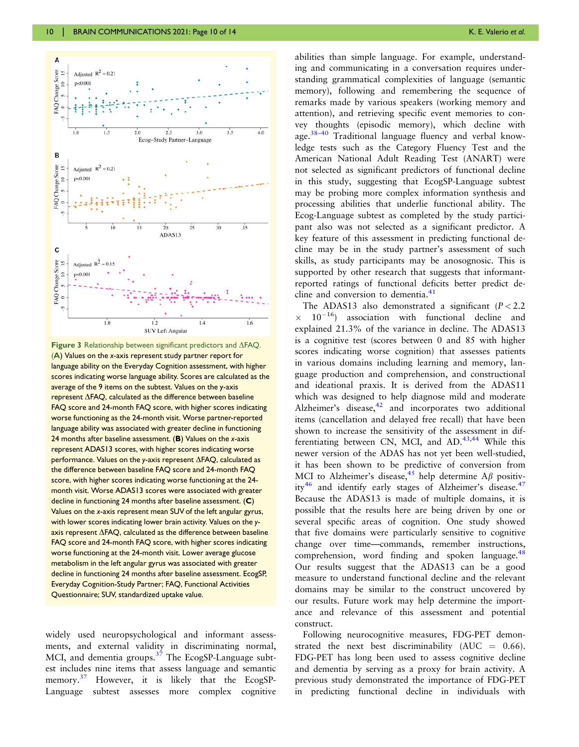**Figure 3** Relationship between significant predictors and ΔFAQ. (**A**) Values on the *x*-axis represent study partner report for language ability on the Everyday Cognition assessment, with higher scores indicating worse language ability. Scores are calculated as the average of the 9 items on the subtest. Values on the y-axis represent ΔFAQ, calculated as the difference between baseline FAQ score and 24-month FAQ score, with higher scores indicating worse functioning as the 24-month visit. Worse partner-reported language ability was associated with greater decline in functioning 24 months after baseline assessment. (**B**) Values on the *x*-axis represent ADAS13 scores, with higher scores indicating worse performance. Values on the *y*-axis represent ΔFAQ, calculated as the difference between baseline FAQ score and 24-month FAQ score, with higher scores indicating worse functioning at the 24-month visit. Worse ADAS13 scores were associated with greater decline in functioning 24 months after baseline assessment. (**C**) Values on the *x*-axis represent mean SUV of the left angular gyrus, with lower scores indicating lower brain activity. Values on the *y*-axis represent ΔFAQ, calculated as the difference between baseline FAQ score and 24-month FAQ score, with higher scores indicating worse functioning at the 24-month visit. Lower average glucose metabolism in the left angular gyrus was associated with greater decline in functioning 24 months after baseline assessment. EcogSP, Everyday Cognition-Study Partner; FAQ, Functional Activities Questionnaire; SUV, standardized uptake value.

widely used neuropsychological and informant assessments, and external validity in discriminating normal, MCI, and dementia groups.[37] The EcogSP-Language subtest includes nine items that assess language and semantic memory.[37] However, it is likely that the EcogSP-Language subtest assesses more complex cognitive abilities than simple language. For example, understanding and communicating in a conversation requires understanding grammatical complexities of language (semantic memory), following and remembering the sequence of remarks made by various speakers (working memory and attention), and retrieving specific event memories to convey thoughts (episodic memory), which decline with age.[38–40] Traditional language fluency and verbal knowledge tests such as the Category Fluency Test and the American National Adult Reading Test (ANART) were not selected as significant predictors of functional decline in this study, suggesting that EcogSP-Language subtest may be probing more complex information synthesis and processing abilities that underlie functional ability. The Ecog-Language subtest as completed by the study participant also was not selected as a significant predictor. A key feature of this assessment in predicting functional decline may be in the study partner's assessment of such skills, as study participants may be anosognosic. This is supported by other research that suggests that informant-reported ratings of functional deficits better predict decline and conversion to dementia.[41]

The ADAS13 also demonstrated a significant ($P < 2.2 \times 10^{-16}$) association with functional decline and explained 21.3% of the variance in decline. The ADAS13 is a cognitive test (scores between 0 and 85 with higher scores indicating worse cognition) that assesses patients in various domains including learning and memory, language production and comprehension, and constructional and ideational praxis. It is derived from the ADAS11 which was designed to help diagnose mild and moderate Alzheimer's disease,[42] and incorporates two additional items (cancellation and delayed free recall) that have been shown to increase the sensitivity of the assessment in differentiating between CN, MCI, and AD.[43,44] While this newer version of the ADAS has not yet been well-studied, it has been shown to be predictive of conversion from MCI to Alzheimer's disease,[45] help determine A$\beta$ positivity[46] and identify early stages of Alzheimer's disease.[47] Because the ADAS13 is made of multiple domains, it is possible that the results here are being driven by one or several specific areas of cognition. One study showed that five domains were particularly sensitive to cognitive change over time—commands, remember instructions, comprehension, word finding and spoken language.[48] Our results suggest that the ADAS13 can be a good measure to understand functional decline and the relevant domains may be similar to the construct uncovered by our results. Future work may help determine the importance and relevance of this assessment and potential construct.

Following neurocognitive measures, FDG-PET demonstrated the next best discriminability (AUC = 0.66). FDG-PET has long been used to assess cognitive decline and dementia by serving as a proxy for brain activity. A previous study demonstrated the importance of FDG-PET in predicting functional decline in individuals with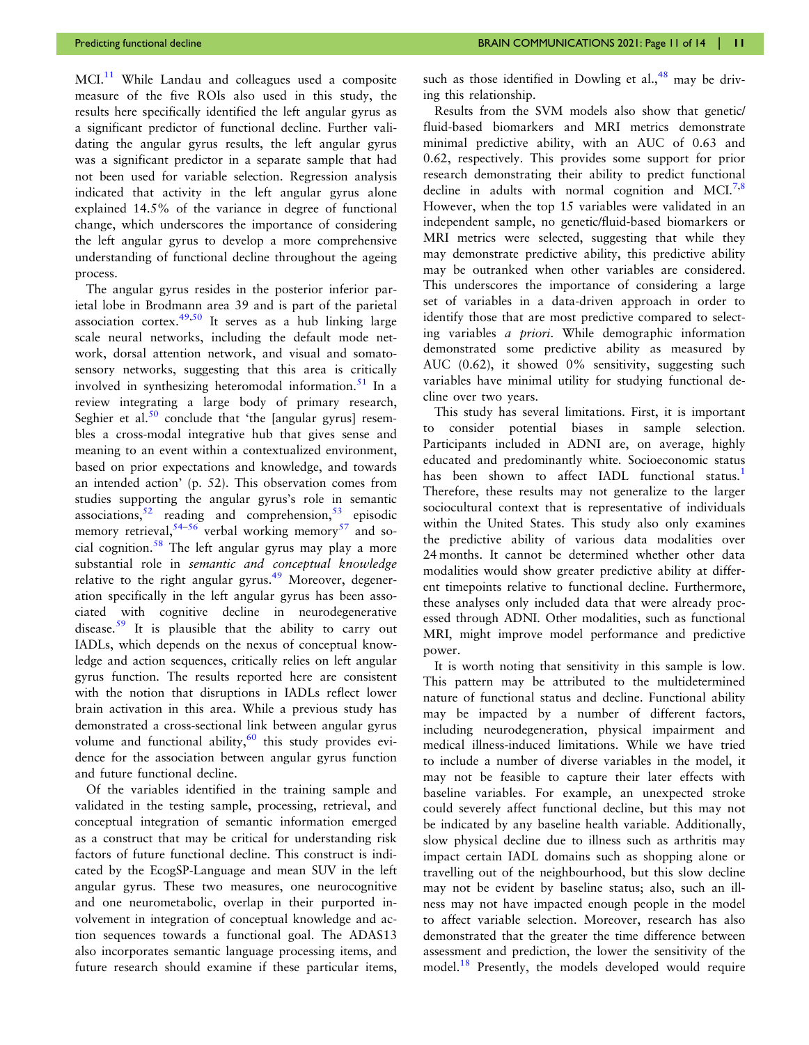MCI.[11] While Landau and colleagues used a composite measure of the five ROIs also used in this study, the results here specifically identified the left angular gyrus as a significant predictor of functional decline. Further validating the angular gyrus results, the left angular gyrus was a significant predictor in a separate sample that had not been used for variable selection. Regression analysis indicated that activity in the left angular gyrus alone explained 14.5% of the variance in degree of functional change, which underscores the importance of considering the left angular gyrus to develop a more comprehensive understanding of functional decline throughout the ageing process.

The angular gyrus resides in the posterior inferior parietal lobe in Brodmann area 39 and is part of the parietal association cortex.[49,50] It serves as a hub linking large scale neural networks, including the default mode network, dorsal attention network, and visual and somatosensory networks, suggesting that this area is critically involved in synthesizing heteromodal information.[51] In a review integrating a large body of primary research, Seghier et al.[50] conclude that 'the [angular gyrus] resembles a cross-modal integrative hub that gives sense and meaning to an event within a contextualized environment, based on prior expectations and knowledge, and towards an intended action' (p. 52). This observation comes from studies supporting the angular gyrus's role in semantic associations,[52] reading and comprehension,[53] episodic memory retrieval,[54–56] verbal working memory[57] and social cognition.[58] The left angular gyrus may play a more substantial role in *semantic and conceptual knowledge* relative to the right angular gyrus.[49] Moreover, degeneration specifically in the left angular gyrus has been associated with cognitive decline in neurodegenerative disease.[59] It is plausible that the ability to carry out IADLs, which depends on the nexus of conceptual knowledge and action sequences, critically relies on left angular gyrus function. The results reported here are consistent with the notion that disruptions in IADLs reflect lower brain activation in this area. While a previous study has demonstrated a cross-sectional link between angular gyrus volume and functional ability,[60] this study provides evidence for the association between angular gyrus function and future functional decline.

Of the variables identified in the training sample and validated in the testing sample, processing, retrieval, and conceptual integration of semantic information emerged as a construct that may be critical for understanding risk factors of future functional decline. This construct is indicated by the EcogSP-Language and mean SUV in the left angular gyrus. These two measures, one neurocognitive and one neurometabolic, overlap in their purported involvement in integration of conceptual knowledge and action sequences towards a functional goal. The ADAS13 also incorporates semantic language processing items, and future research should examine if these particular items, such as those identified in Dowling et al.,[48] may be driving this relationship.

Results from the SVM models also show that genetic/fluid-based biomarkers and MRI metrics demonstrate minimal predictive ability, with an AUC of 0.63 and 0.62, respectively. This provides some support for prior research demonstrating their ability to predict functional decline in adults with normal cognition and MCI.[7,8] However, when the top 15 variables were validated in an independent sample, no genetic/fluid-based biomarkers or MRI metrics were selected, suggesting that while they may demonstrate predictive ability, this predictive ability may be outranked when other variables are considered. This underscores the importance of considering a large set of variables in a data-driven approach in order to identify those that are most predictive compared to selecting variables *a priori*. While demographic information demonstrated some predictive ability as measured by AUC (0.62), it showed 0% sensitivity, suggesting such variables have minimal utility for studying functional decline over two years.

This study has several limitations. First, it is important to consider potential biases in sample selection. Participants included in ADNI are, on average, highly educated and predominantly white. Socioeconomic status has been shown to affect IADL functional status.[1] Therefore, these results may not generalize to the larger sociocultural context that is representative of individuals within the United States. This study also only examines the predictive ability of various data modalities over 24 months. It cannot be determined whether other data modalities would show greater predictive ability at different timepoints relative to functional decline. Furthermore, these analyses only included data that were already processed through ADNI. Other modalities, such as functional MRI, might improve model performance and predictive power.

It is worth noting that sensitivity in this sample is low. This pattern may be attributed to the multidetermined nature of functional status and decline. Functional ability may be impacted by a number of different factors, including neurodegeneration, physical impairment and medical illness-induced limitations. While we have tried to include a number of diverse variables in the model, it may not be feasible to capture their later effects with baseline variables. For example, an unexpected stroke could severely affect functional decline, but this may not be indicated by any baseline health variable. Additionally, slow physical decline due to illness such as arthritis may impact certain IADL domains such as shopping alone or travelling out of the neighbourhood, but this slow decline may not be evident by baseline status; also, such an illness may not have impacted enough people in the model to affect variable selection. Moreover, research has also demonstrated that the greater the time difference between assessment and prediction, the lower the sensitivity of the model.[18] Presently, the models developed would require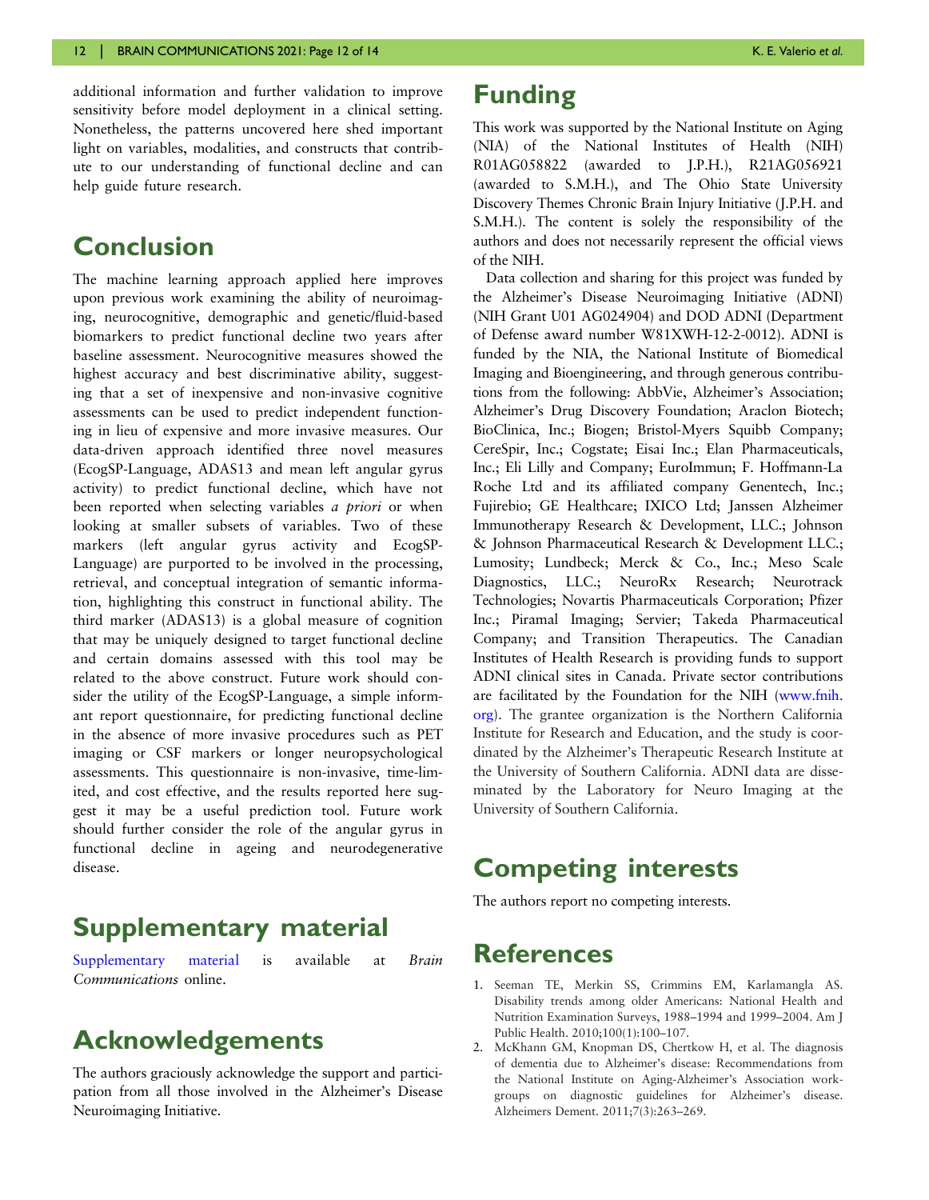additional information and further validation to improve sensitivity before model deployment in a clinical setting. Nonetheless, the patterns uncovered here shed important light on variables, modalities, and constructs that contribute to our understanding of functional decline and can help guide future research.

# Conclusion

The machine learning approach applied here improves upon previous work examining the ability of neuroimaging, neurocognitive, demographic and genetic/fluid-based biomarkers to predict functional decline two years after baseline assessment. Neurocognitive measures showed the highest accuracy and best discriminative ability, suggesting that a set of inexpensive and non-invasive cognitive assessments can be used to predict independent functioning in lieu of expensive and more invasive measures. Our data-driven approach identified three novel measures (EcogSP-Language, ADAS13 and mean left angular gyrus activity) to predict functional decline, which have not been reported when selecting variables *a priori* or when looking at smaller subsets of variables. Two of these markers (left angular gyrus activity and EcogSP-Language) are purported to be involved in the processing, retrieval, and conceptual integration of semantic information, highlighting this construct in functional ability. The third marker (ADAS13) is a global measure of cognition that may be uniquely designed to target functional decline and certain domains assessed with this tool may be related to the above construct. Future work should consider the utility of the EcogSP-Language, a simple informant report questionnaire, for predicting functional decline in the absence of more invasive procedures such as PET imaging or CSF markers or longer neuropsychological assessments. This questionnaire is non-invasive, time-limited, and cost effective, and the results reported here suggest it may be a useful prediction tool. Future work should further consider the role of the angular gyrus in functional decline in ageing and neurodegenerative disease.

# Supplementary material

Supplementary material is available at *Brain Communications* online.

# Acknowledgements

The authors graciously acknowledge the support and participation from all those involved in the Alzheimer's Disease Neuroimaging Initiative.

# Funding

This work was supported by the National Institute on Aging (NIA) of the National Institutes of Health (NIH) R01AG058822 (awarded to J.P.H.), R21AG056921 (awarded to S.M.H.), and The Ohio State University Discovery Themes Chronic Brain Injury Initiative (J.P.H. and S.M.H.). The content is solely the responsibility of the authors and does not necessarily represent the official views of the NIH.

Data collection and sharing for this project was funded by the Alzheimer's Disease Neuroimaging Initiative (ADNI) (NIH Grant U01 AG024904) and DOD ADNI (Department of Defense award number W81XWH-12-2-0012). ADNI is funded by the NIA, the National Institute of Biomedical Imaging and Bioengineering, and through generous contributions from the following: AbbVie, Alzheimer's Association; Alzheimer's Drug Discovery Foundation; Araclon Biotech; BioClinica, Inc.; Biogen; Bristol-Myers Squibb Company; CereSpir, Inc.; Cogstate; Eisai Inc.; Elan Pharmaceuticals, Inc.; Eli Lilly and Company; EuroImmun; F. Hoffmann-La Roche Ltd and its affiliated company Genentech, Inc.; Fujirebio; GE Healthcare; IXICO Ltd; Janssen Alzheimer Immunotherapy Research & Development, LLC.; Johnson & Johnson Pharmaceutical Research & Development LLC.; Lumosity; Lundbeck; Merck & Co., Inc.; Meso Scale Diagnostics, LLC.; NeuroRx Research; Neurotrack Technologies; Novartis Pharmaceuticals Corporation; Pfizer Inc.; Piramal Imaging; Servier; Takeda Pharmaceutical Company; and Transition Therapeutics. The Canadian Institutes of Health Research is providing funds to support ADNI clinical sites in Canada. Private sector contributions are facilitated by the Foundation for the NIH (www.fnih.org). The grantee organization is the Northern California Institute for Research and Education, and the study is coordinated by the Alzheimer's Therapeutic Research Institute at the University of Southern California. ADNI data are disseminated by the Laboratory for Neuro Imaging at the University of Southern California.

# Competing interests

The authors report no competing interests.

# References

1. Seeman TE, Merkin SS, Crimmins EM, Karlamangla AS. Disability trends among older Americans: National Health and Nutrition Examination Surveys, 1988–1994 and 1999–2004. Am J Public Health. 2010;100(1):100–107.
2. McKhann GM, Knopman DS, Chertkow H, et al. The diagnosis of dementia due to Alzheimer's disease: Recommendations from the National Institute on Aging-Alzheimer's Association workgroups on diagnostic guidelines for Alzheimer's disease. Alzheimers Dement. 2011;7(3):263–269.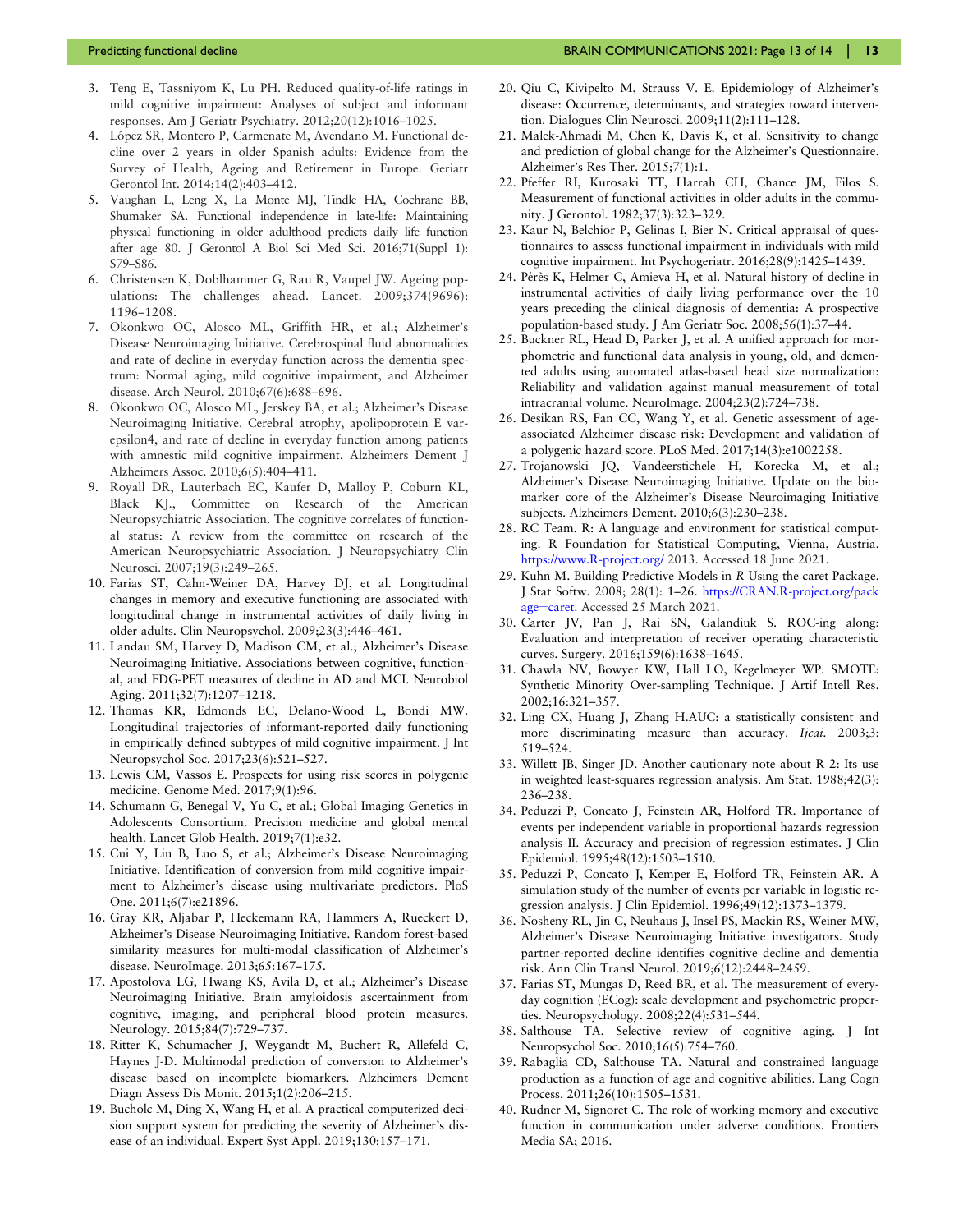3. Teng E, Tassniyom K, Lu PH. Reduced quality-of-life ratings in mild cognitive impairment: Analyses of subject and informant responses. Am J Geriatr Psychiatry. 2012;20(12):1016–1025.
4. López SR, Montero P, Carmenate M, Avendano M. Functional decline over 2 years in older Spanish adults: Evidence from the Survey of Health, Ageing and Retirement in Europe. Geriatr Gerontol Int. 2014;14(2):403–412.
5. Vaughan L, Leng X, La Monte MJ, Tindle HA, Cochrane BB, Shumaker SA. Functional independence in late-life: Maintaining physical functioning in older adulthood predicts daily life function after age 80. J Gerontol A Biol Sci Med Sci. 2016;71(Suppl 1): S79–S86.
6. Christensen K, Doblhammer G, Rau R, Vaupel JW. Ageing populations: The challenges ahead. Lancet. 2009;374(9696): 1196–1208.
7. Okonkwo OC, Alosco ML, Griffith HR, et al.; Alzheimer's Disease Neuroimaging Initiative. Cerebrospinal fluid abnormalities and rate of decline in everyday function across the dementia spectrum: Normal aging, mild cognitive impairment, and Alzheimer disease. Arch Neurol. 2010;67(6):688–696.
8. Okonkwo OC, Alosco ML, Jerskey BA, et al.; Alzheimer's Disease Neuroimaging Initiative. Cerebral atrophy, apolipoprotein E varepsilon4, and rate of decline in everyday function among patients with amnestic mild cognitive impairment. Alzheimers Dement J Alzheimers Assoc. 2010;6(5):404–411.
9. Royall DR, Lauterbach EC, Kaufer D, Malloy P, Coburn KL, Black KJ., Committee on Research of the American Neuropsychiatric Association. The cognitive correlates of functional status: A review from the committee on research of the American Neuropsychiatric Association. J Neuropsychiatry Clin Neurosci. 2007;19(3):249–265.
10. Farias ST, Cahn-Weiner DA, Harvey DJ, et al. Longitudinal changes in memory and executive functioning are associated with longitudinal change in instrumental activities of daily living in older adults. Clin Neuropsychol. 2009;23(3):446–461.
11. Landau SM, Harvey D, Madison CM, et al.; Alzheimer's Disease Neuroimaging Initiative. Associations between cognitive, functional, and FDG-PET measures of decline in AD and MCI. Neurobiol Aging. 2011;32(7):1207–1218.
12. Thomas KR, Edmonds EC, Delano-Wood L, Bondi MW. Longitudinal trajectories of informant-reported daily functioning in empirically defined subtypes of mild cognitive impairment. J Int Neuropsychol Soc. 2017;23(6):521–527.
13. Lewis CM, Vassos E. Prospects for using risk scores in polygenic medicine. Genome Med. 2017;9(1):96.
14. Schumann G, Benegal V, Yu C, et al.; Global Imaging Genetics in Adolescents Consortium. Precision medicine and global mental health. Lancet Glob Health. 2019;7(1):e32.
15. Cui Y, Liu B, Luo S, et al.; Alzheimer's Disease Neuroimaging Initiative. Identification of conversion from mild cognitive impairment to Alzheimer's disease using multivariate predictors. PloS One. 2011;6(7):e21896.
16. Gray KR, Aljabar P, Heckemann RA, Hammers A, Rueckert D, Alzheimer's Disease Neuroimaging Initiative. Random forest-based similarity measures for multi-modal classification of Alzheimer's disease. NeuroImage. 2013;65:167–175.
17. Apostolova LG, Hwang KS, Avila D, et al.; Alzheimer's Disease Neuroimaging Initiative. Brain amyloidosis ascertainment from cognitive, imaging, and peripheral blood protein measures. Neurology. 2015;84(7):729–737.
18. Ritter K, Schumacher J, Weygandt M, Buchert R, Allefeld C, Haynes J-D. Multimodal prediction of conversion to Alzheimer's disease based on incomplete biomarkers. Alzheimers Dement Diagn Assess Dis Monit. 2015;1(2):206–215.
19. Bucholc M, Ding X, Wang H, et al. A practical computerized decision support system for predicting the severity of Alzheimer's disease of an individual. Expert Syst Appl. 2019;130:157–171.
20. Qiu C, Kivipelto M, Strauss V. E. Epidemiology of Alzheimer's disease: Occurrence, determinants, and strategies toward intervention. Dialogues Clin Neurosci. 2009;11(2):111–128.
21. Malek-Ahmadi M, Chen K, Davis K, et al. Sensitivity to change and prediction of global change for the Alzheimer's Questionnaire. Alzheimer's Res Ther. 2015;7(1):1.
22. Pfeffer RI, Kurosaki TT, Harrah CH, Chance JM, Filos S. Measurement of functional activities in older adults in the community. J Gerontol. 1982;37(3):323–329.
23. Kaur N, Belchior P, Gelinas I, Bier N. Critical appraisal of questionnaires to assess functional impairment in individuals with mild cognitive impairment. Int Psychogeriatr. 2016;28(9):1425–1439.
24. Pérès K, Helmer C, Amieva H, et al. Natural history of decline in instrumental activities of daily living performance over the 10 years preceding the clinical diagnosis of dementia: A prospective population-based study. J Am Geriatr Soc. 2008;56(1):37–44.
25. Buckner RL, Head D, Parker J, et al. A unified approach for morphometric and functional data analysis in young, old, and demented adults using automated atlas-based head size normalization: Reliability and validation against manual measurement of total intracranial volume. NeuroImage. 2004;23(2):724–738.
26. Desikan RS, Fan CC, Wang Y, et al. Genetic assessment of age-associated Alzheimer disease risk: Development and validation of a polygenic hazard score. PLoS Med. 2017;14(3):e1002258.
27. Trojanowski JQ, Vandeerstichele H, Korecka M, et al.; Alzheimer's Disease Neuroimaging Initiative. Update on the biomarker core of the Alzheimer's Disease Neuroimaging Initiative subjects. Alzheimers Dement. 2010;6(3):230–238.
28. RC Team. R: A language and environment for statistical computing. R Foundation for Statistical Computing, Vienna, Austria. https://www.R-project.org/ 2013. Accessed 18 June 2021.
29. Kuhn M. Building Predictive Models in *R* Using the caret Package. J Stat Softw. 2008; 28(1): 1–26. https://CRAN.R-project.org/package=caret. Accessed 25 March 2021.
30. Carter JV, Pan J, Rai SN, Galandiuk S. ROC-ing along: Evaluation and interpretation of receiver operating characteristic curves. Surgery. 2016;159(6):1638–1645.
31. Chawla NV, Bowyer KW, Hall LO, Kegelmeyer WP. SMOTE: Synthetic Minority Over-sampling Technique. J Artif Intell Res. 2002;16:321–357.
32. Ling CX, Huang J, Zhang H.AUC: a statistically consistent and more discriminating measure than accuracy. *Ijcai.* 2003;3: 519–524.
33. Willett JB, Singer JD. Another cautionary note about R 2: Its use in weighted least-squares regression analysis. Am Stat. 1988;42(3): 236–238.
34. Peduzzi P, Concato J, Feinstein AR, Holford TR. Importance of events per independent variable in proportional hazards regression analysis II. Accuracy and precision of regression estimates. J Clin Epidemiol. 1995;48(12):1503–1510.
35. Peduzzi P, Concato J, Kemper E, Holford TR, Feinstein AR. A simulation study of the number of events per variable in logistic regression analysis. J Clin Epidemiol. 1996;49(12):1373–1379.
36. Nosheny RL, Jin C, Neuhaus J, Insel PS, Mackin RS, Weiner MW, Alzheimer's Disease Neuroimaging Initiative investigators. Study partner-reported decline identifies cognitive decline and dementia risk. Ann Clin Transl Neurol. 2019;6(12):2448–2459.
37. Farias ST, Mungas D, Reed BR, et al. The measurement of everyday cognition (ECog): scale development and psychometric properties. Neuropsychology. 2008;22(4):531–544.
38. Salthouse TA. Selective review of cognitive aging. J Int Neuropsychol Soc. 2010;16(5):754–760.
39. Rabaglia CD, Salthouse TA. Natural and constrained language production as a function of age and cognitive abilities. Lang Cogn Process. 2011;26(10):1505–1531.
40. Rudner M, Signoret C. The role of working memory and executive function in communication under adverse conditions. Frontiers Media SA; 2016.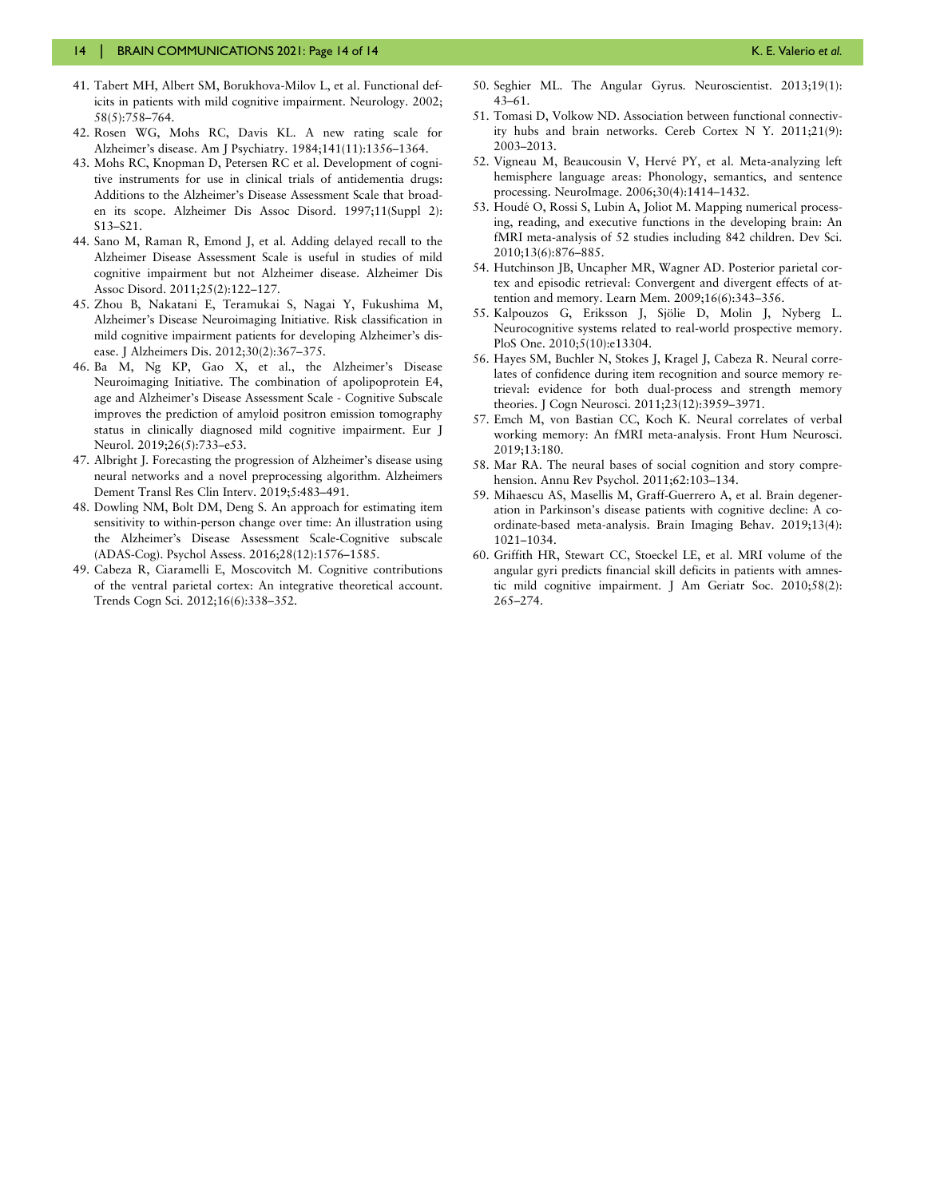41. Tabert MH, Albert SM, Borukhova-Milov L, et al. Functional deficits in patients with mild cognitive impairment. Neurology. 2002; 58(5):758–764.
42. Rosen WG, Mohs RC, Davis KL. A new rating scale for Alzheimer's disease. Am J Psychiatry. 1984;141(11):1356–1364.
43. Mohs RC, Knopman D, Petersen RC et al. Development of cognitive instruments for use in clinical trials of antidementia drugs: Additions to the Alzheimer's Disease Assessment Scale that broaden its scope. Alzheimer Dis Assoc Disord. 1997;11(Suppl 2): S13–S21.
44. Sano M, Raman R, Emond J, et al. Adding delayed recall to the Alzheimer Disease Assessment Scale is useful in studies of mild cognitive impairment but not Alzheimer disease. Alzheimer Dis Assoc Disord. 2011;25(2):122–127.
45. Zhou B, Nakatani E, Teramukai S, Nagai Y, Fukushima M, Alzheimer's Disease Neuroimaging Initiative. Risk classification in mild cognitive impairment patients for developing Alzheimer's disease. J Alzheimers Dis. 2012;30(2):367–375.
46. Ba M, Ng KP, Gao X, et al., the Alzheimer's Disease Neuroimaging Initiative. The combination of apolipoprotein E4, age and Alzheimer's Disease Assessment Scale - Cognitive Subscale improves the prediction of amyloid positron emission tomography status in clinically diagnosed mild cognitive impairment. Eur J Neurol. 2019;26(5):733–e53.
47. Albright J. Forecasting the progression of Alzheimer's disease using neural networks and a novel preprocessing algorithm. Alzheimers Dement Transl Res Clin Interv. 2019;5:483–491.
48. Dowling NM, Bolt DM, Deng S. An approach for estimating item sensitivity to within-person change over time: An illustration using the Alzheimer's Disease Assessment Scale-Cognitive subscale (ADAS-Cog). Psychol Assess. 2016;28(12):1576–1585.
49. Cabeza R, Ciaramelli E, Moscovitch M. Cognitive contributions of the ventral parietal cortex: An integrative theoretical account. Trends Cogn Sci. 2012;16(6):338–352.
50. Seghier ML. The Angular Gyrus. Neuroscientist. 2013;19(1): 43–61.
51. Tomasi D, Volkow ND. Association between functional connectivity hubs and brain networks. Cereb Cortex N Y. 2011;21(9): 2003–2013.
52. Vigneau M, Beaucousin V, Hervé PY, et al. Meta-analyzing left hemisphere language areas: Phonology, semantics, and sentence processing. NeuroImage. 2006;30(4):1414–1432.
53. Houdé O, Rossi S, Lubin A, Joliot M. Mapping numerical processing, reading, and executive functions in the developing brain: An fMRI meta-analysis of 52 studies including 842 children. Dev Sci. 2010;13(6):876–885.
54. Hutchinson JB, Uncapher MR, Wagner AD. Posterior parietal cortex and episodic retrieval: Convergent and divergent effects of attention and memory. Learn Mem. 2009;16(6):343–356.
55. Kalpouzos G, Eriksson J, Sjölie D, Molin J, Nyberg L. Neurocognitive systems related to real-world prospective memory. PloS One. 2010;5(10):e13304.
56. Hayes SM, Buchler N, Stokes J, Kragel J, Cabeza R. Neural correlates of confidence during item recognition and source memory retrieval: evidence for both dual-process and strength memory theories. J Cogn Neurosci. 2011;23(12):3959–3971.
57. Emch M, von Bastian CC, Koch K. Neural correlates of verbal working memory: An fMRI meta-analysis. Front Hum Neurosci. 2019;13:180.
58. Mar RA. The neural bases of social cognition and story comprehension. Annu Rev Psychol. 2011;62:103–134.
59. Mihaescu AS, Masellis M, Graff-Guerrero A, et al. Brain degeneration in Parkinson's disease patients with cognitive decline: A coordinate-based meta-analysis. Brain Imaging Behav. 2019;13(4): 1021–1034.
60. Griffith HR, Stewart CC, Stoeckel LE, et al. MRI volume of the angular gyri predicts financial skill deficits in patients with amnestic mild cognitive impairment. J Am Geriatr Soc. 2010;58(2): 265–274.